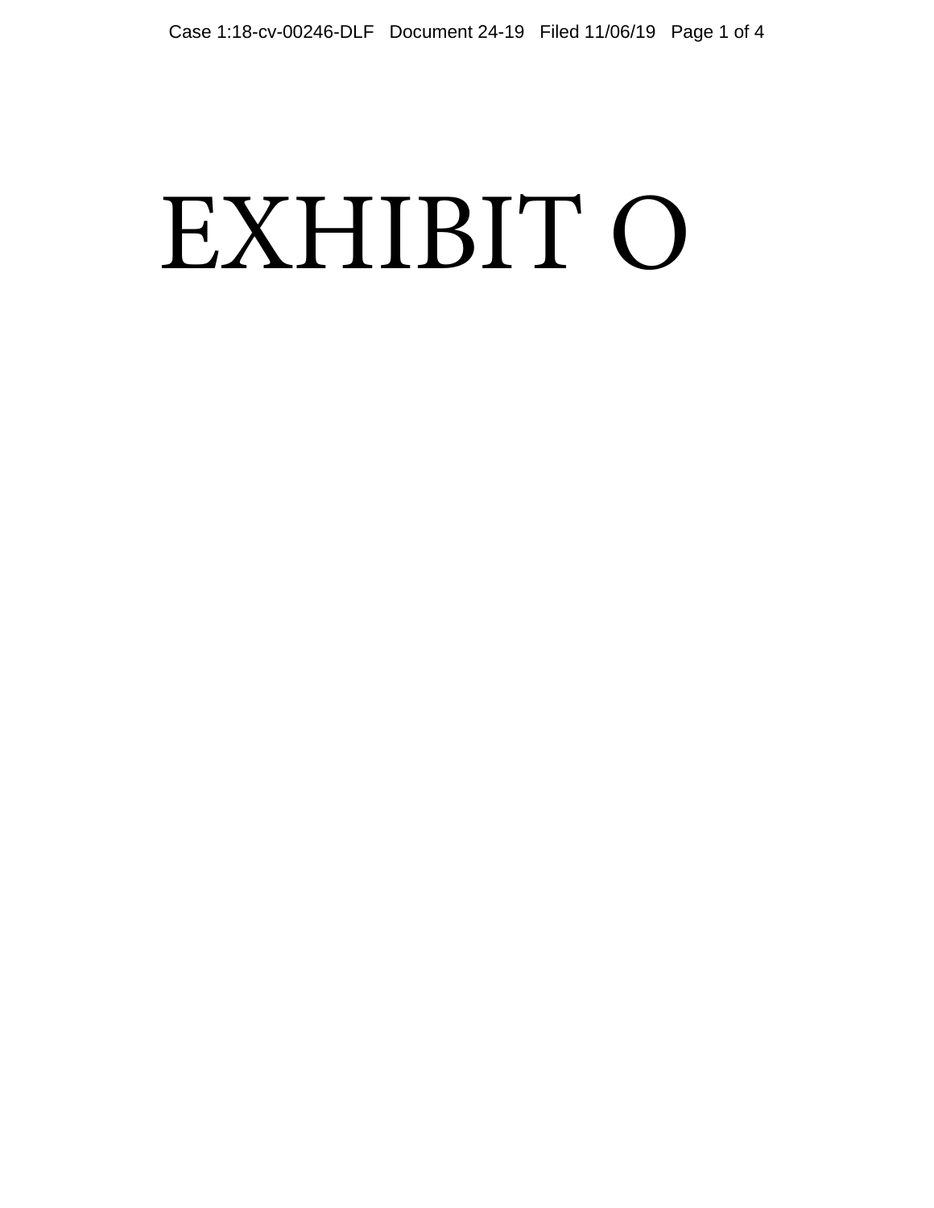# EXHIBIT O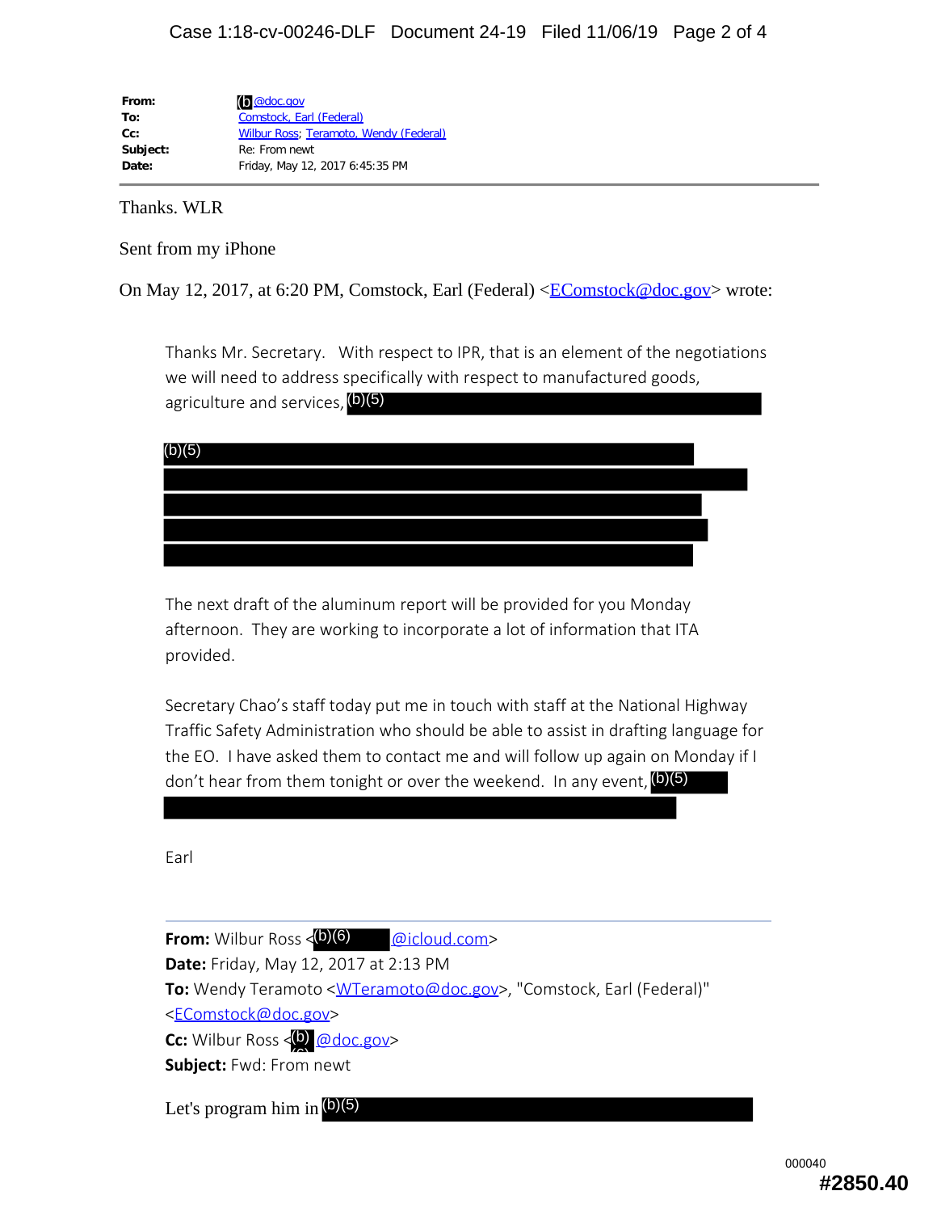| | |
|---|---|
| **From:** | (b)@doc.gov |
| **To:** | Comstock, Earl (Federal) |
| **Cc:** | Wilbur Ross; Teramoto, Wendy (Federal) |
| **Subject:** | Re: From newt |
| **Date:** | Friday, May 12, 2017 6:45:35 PM |

Thanks. WLR

Sent from my iPhone

On May 12, 2017, at 6:20 PM, Comstock, Earl (Federal) <EComstock@doc.gov> wrote:

> Thanks Mr. Secretary. With respect to IPR, that is an element of the negotiations we will need to address specifically with respect to manufactured goods, agriculture and services, (b)(5)
>
> (b)(5)
>
> The next draft of the aluminum report will be provided for you Monday afternoon. They are working to incorporate a lot of information that ITA provided.
>
> Secretary Chao's staff today put me in touch with staff at the National Highway Traffic Safety Administration who should be able to assist in drafting language for the EO. I have asked them to contact me and will follow up again on Monday if I don't hear from them tonight or over the weekend. In any event, (b)(5)
>
> Earl
>
> ---
>
> **From:** Wilbur Ross <(b)(6) @icloud.com>
> **Date:** Friday, May 12, 2017 at 2:13 PM
> **To:** Wendy Teramoto <WTeramoto@doc.gov>, "Comstock, Earl (Federal)" <EComstock@doc.gov>
> **Cc:** Wilbur Ross <(b)(6) @doc.gov>
> **Subject:** Fwd: From newt
>
> Let's program him in (b)(5)

000040

#2850.40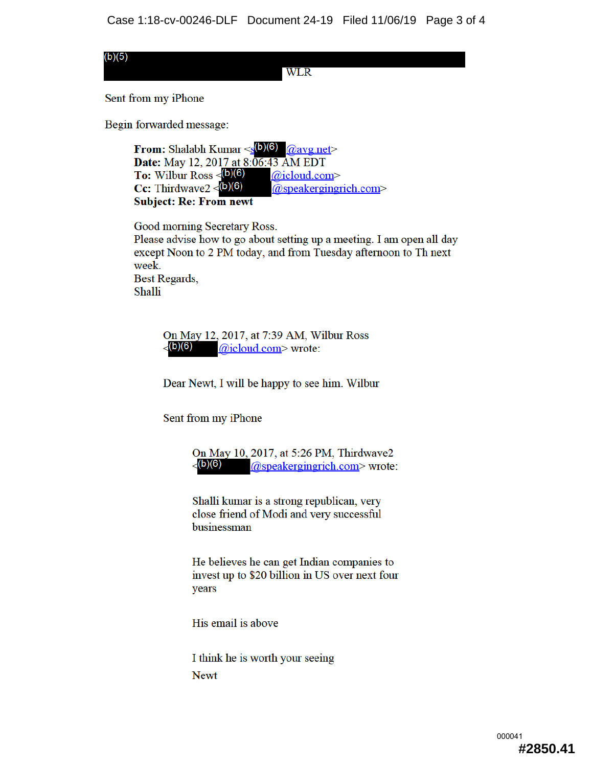(b)(5) WLR

Sent from my iPhone

Begin forwarded message:

> **From:** Shalabh Kumar <s(b)(6) @avg.net>
> **Date:** May 12, 2017 at 8:06:43 AM EDT
> **To:** Wilbur Ross <(b)(6) @icloud.com>
> **Cc:** Thirdwave2 <(b)(6) @speakergingrich.com>
> **Subject: Re: From newt**
>
> Good morning Secretary Ross.
> Please advise how to go about setting up a meeting. I am open all day except Noon to 2 PM today, and from Tuesday afternoon to Th next week.
> Best Regards,
> Shalli
>
> > On May 12, 2017, at 7:39 AM, Wilbur Ross <(b)(6) @icloud.com> wrote:
> >
> > Dear Newt, I will be happy to see him. Wilbur
> >
> > Sent from my iPhone
> >
> > > On May 10, 2017, at 5:26 PM, Thirdwave2 <(b)(6) @speakergingrich.com> wrote:
> > >
> > > Shalli kumar is a strong republican, very close friend of Modi and very successful businessman
> > >
> > > He believes he can get Indian companies to invest up to $20 billion in US over next four years
> > >
> > > His email is above
> > >
> > > I think he is worth your seeing
> > > Newt

000041

#2850.41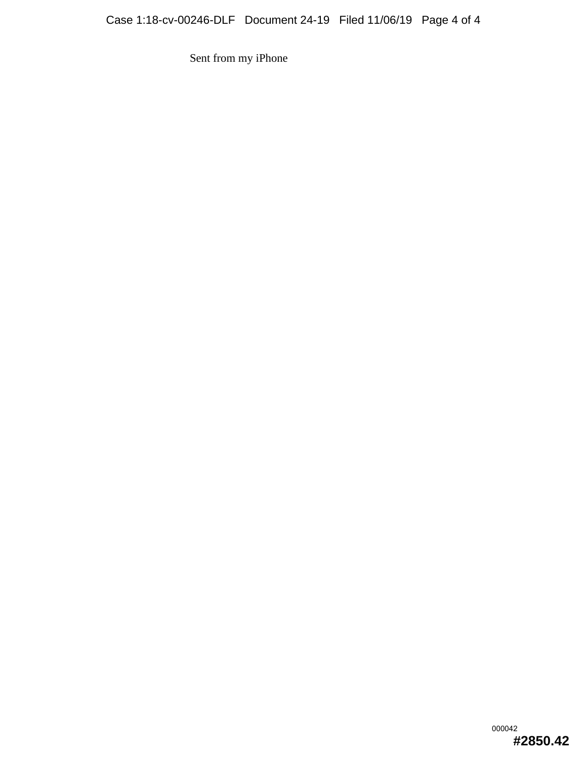Sent from my iPhone

000042

#2850.42